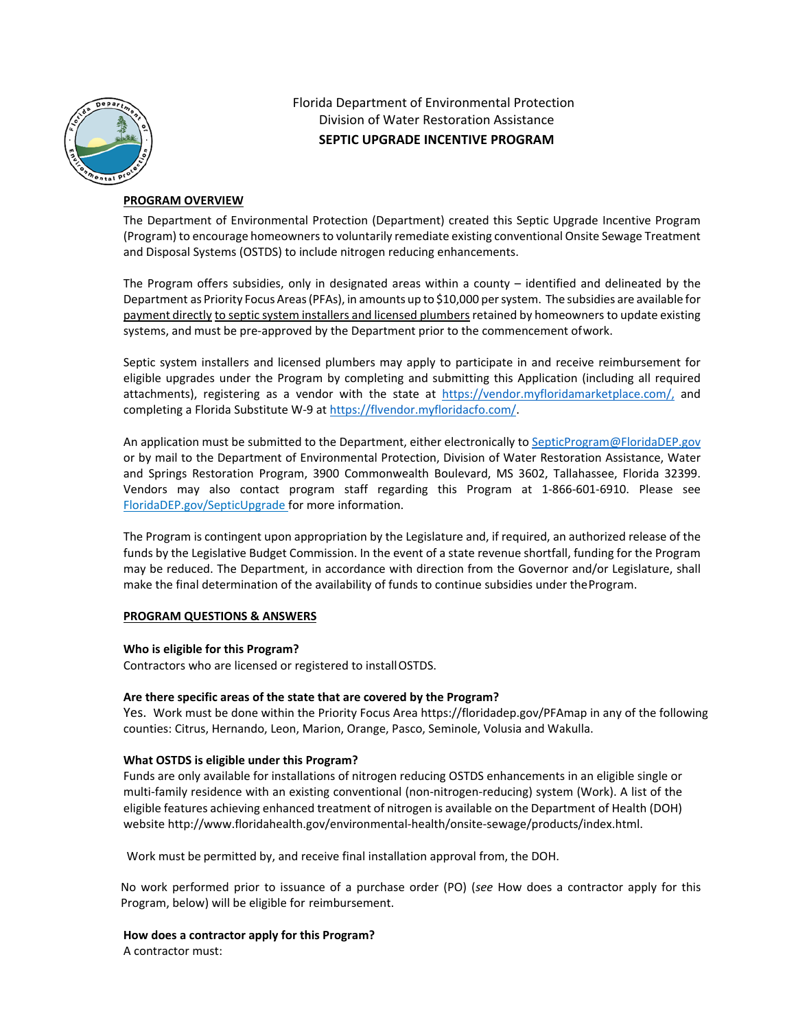Florida Department of Environmental Protection
Division of Water Restoration Assistance

# SEPTIC UPGRADE INCENTIVE PROGRAM

## PROGRAM OVERVIEW

The Department of Environmental Protection (Department) created this Septic Upgrade Incentive Program (Program) to encourage homeowners to voluntarily remediate existing conventional Onsite Sewage Treatment and Disposal Systems (OSTDS) to include nitrogen reducing enhancements.

The Program offers subsidies, only in designated areas within a county – identified and delineated by the Department as Priority Focus Areas (PFAs), in amounts up to $10,000 per system. The subsidies are available for payment directly to septic system installers and licensed plumbers retained by homeowners to update existing systems, and must be pre-approved by the Department prior to the commencement of work.

Septic system installers and licensed plumbers may apply to participate in and receive reimbursement for eligible upgrades under the Program by completing and submitting this Application (including all required attachments), registering as a vendor with the state at https://vendor.myfloridamarketplace.com/, and completing a Florida Substitute W-9 at https://flvendor.myfloridacfo.com/.

An application must be submitted to the Department, either electronically to SepticProgram@FloridaDEP.gov or by mail to the Department of Environmental Protection, Division of Water Restoration Assistance, Water and Springs Restoration Program, 3900 Commonwealth Boulevard, MS 3602, Tallahassee, Florida 32399. Vendors may also contact program staff regarding this Program at 1-866-601-6910. Please see FloridaDEP.gov/SepticUpgrade for more information.

The Program is contingent upon appropriation by the Legislature and, if required, an authorized release of the funds by the Legislative Budget Commission. In the event of a state revenue shortfall, funding for the Program may be reduced. The Department, in accordance with direction from the Governor and/or Legislature, shall make the final determination of the availability of funds to continue subsidies under the Program.

## PROGRAM QUESTIONS & ANSWERS

**Who is eligible for this Program?**
Contractors who are licensed or registered to install OSTDS.

**Are there specific areas of the state that are covered by the Program?**
Yes. Work must be done within the Priority Focus Area https://floridadep.gov/PFAmap in any of the following counties: Citrus, Hernando, Leon, Marion, Orange, Pasco, Seminole, Volusia and Wakulla.

**What OSTDS is eligible under this Program?**
Funds are only available for installations of nitrogen reducing OSTDS enhancements in an eligible single or multi-family residence with an existing conventional (non-nitrogen-reducing) system (Work). A list of the eligible features achieving enhanced treatment of nitrogen is available on the Department of Health (DOH) website http://www.floridahealth.gov/environmental-health/onsite-sewage/products/index.html.

Work must be permitted by, and receive final installation approval from, the DOH.

No work performed prior to issuance of a purchase order (PO) (*see* How does a contractor apply for this Program, below) will be eligible for reimbursement.

**How does a contractor apply for this Program?**
A contractor must: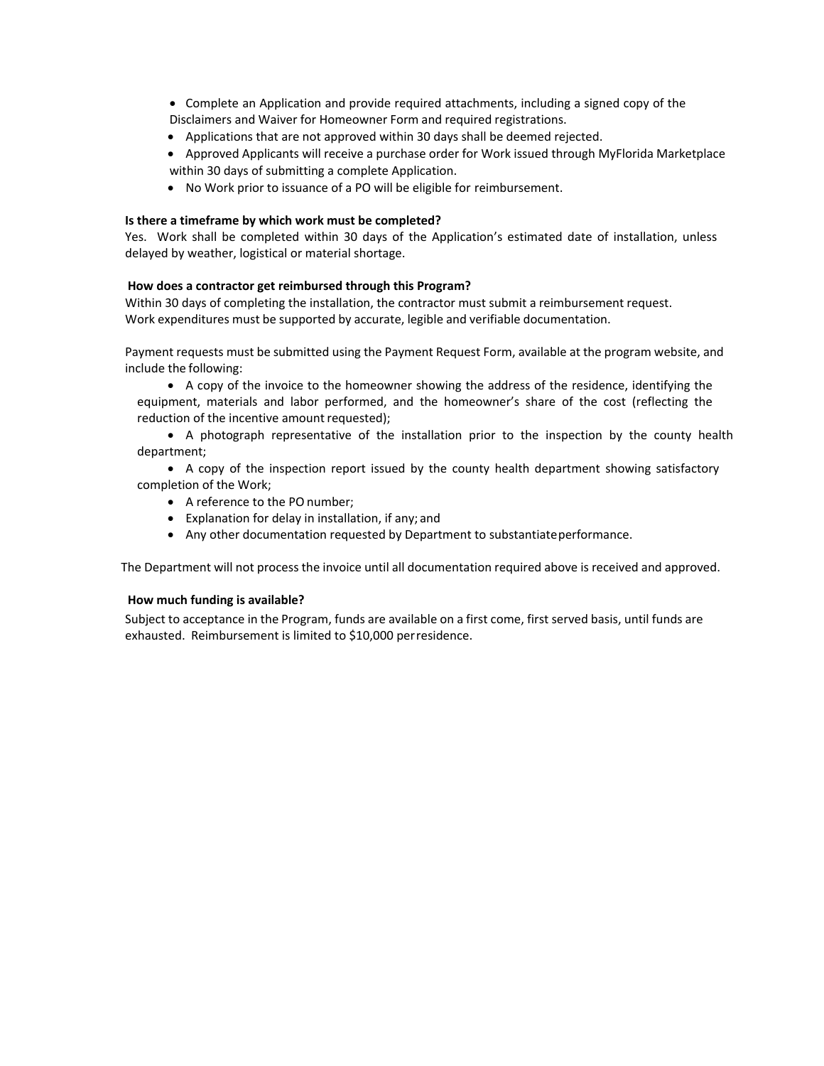- Complete an Application and provide required attachments, including a signed copy of the Disclaimers and Waiver for Homeowner Form and required registrations.
- Applications that are not approved within 30 days shall be deemed rejected.
- Approved Applicants will receive a purchase order for Work issued through MyFlorida Marketplace within 30 days of submitting a complete Application.
- No Work prior to issuance of a PO will be eligible for reimbursement.

**Is there a timeframe by which work must be completed?**

Yes. Work shall be completed within 30 days of the Application's estimated date of installation, unless delayed by weather, logistical or material shortage.

**How does a contractor get reimbursed through this Program?**

Within 30 days of completing the installation, the contractor must submit a reimbursement request. Work expenditures must be supported by accurate, legible and verifiable documentation.

Payment requests must be submitted using the Payment Request Form, available at the program website, and include the following:

- A copy of the invoice to the homeowner showing the address of the residence, identifying the equipment, materials and labor performed, and the homeowner's share of the cost (reflecting the reduction of the incentive amount requested);
- A photograph representative of the installation prior to the inspection by the county health department;
- A copy of the inspection report issued by the county health department showing satisfactory completion of the Work;
- A reference to the PO number;
- Explanation for delay in installation, if any; and
- Any other documentation requested by Department to substantiate performance.

The Department will not process the invoice until all documentation required above is received and approved.

**How much funding is available?**

Subject to acceptance in the Program, funds are available on a first come, first served basis, until funds are exhausted. Reimbursement is limited to $10,000 per residence.